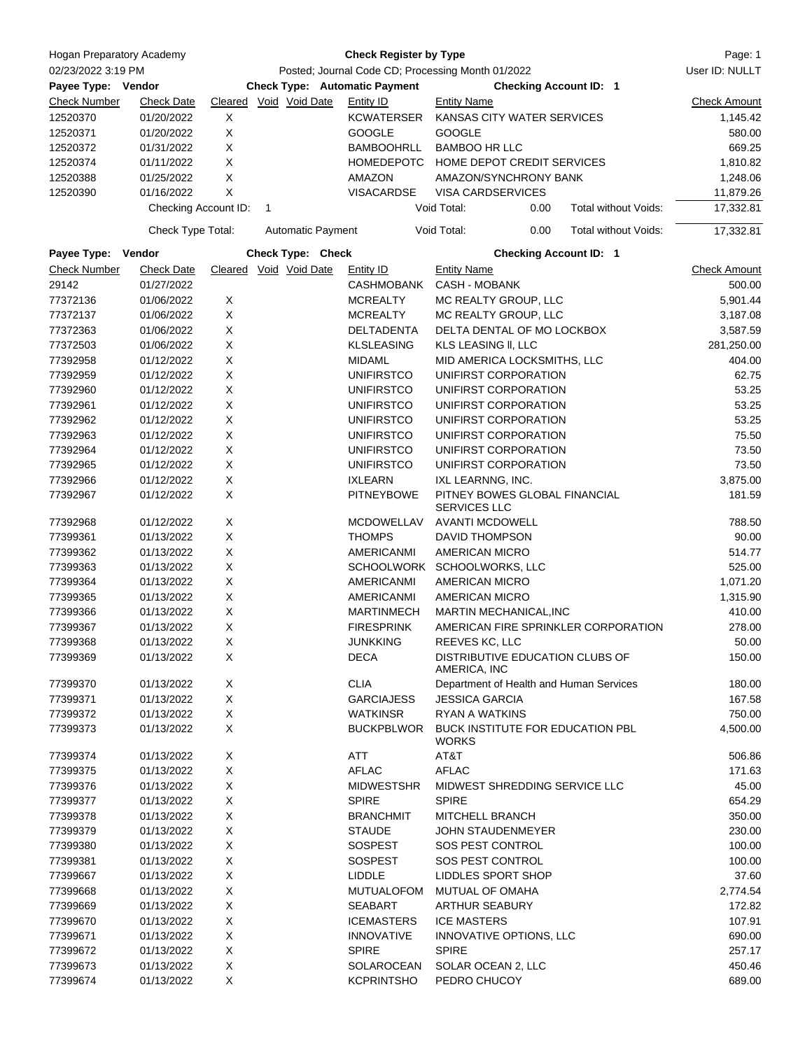Hogan Preparatory Academy

**Check Register by Type**

02/23/2022 3:19 PM — Posted; Journal Code CD; Processing Month 01/2022 — User ID: NULLT

**Payee Type: Vendor** — **Check Type: Automatic Payment** — **Checking Account ID: 1**

| Check Number | Check Date | Cleared | Void | Void Date | Entity ID | Entity Name | Check Amount |
|---|---|---|---|---|---|---|---|
| 12520370 | 01/20/2022 | X | | | KCWATERSER | KANSAS CITY WATER SERVICES | 1,145.42 |
| 12520371 | 01/20/2022 | X | | | GOOGLE | GOOGLE | 580.00 |
| 12520372 | 01/31/2022 | X | | | BAMBOOHRLL | BAMBOO HR LLC | 669.25 |
| 12520374 | 01/11/2022 | X | | | HOMEDEPOTC | HOME DEPOT CREDIT SERVICES | 1,810.82 |
| 12520388 | 01/25/2022 | X | | | AMAZON | AMAZON/SYNCHRONY BANK | 1,248.06 |
| 12520390 | 01/16/2022 | X | | | VISACARDSE | VISA CARDSERVICES | 11,879.26 |

Checking Account ID: 1 — Void Total: 0.00 — Total without Voids: 17,332.81

Check Type Total: Automatic Payment — Void Total: 0.00 — Total without Voids: 17,332.81

**Payee Type: Vendor** — **Check Type: Check** — **Checking Account ID: 1**

| Check Number | Check Date | Cleared | Void | Void Date | Entity ID | Entity Name | Check Amount |
|---|---|---|---|---|---|---|---|
| 29142 | 01/27/2022 | | | | CASHMOBANK | CASH - MOBANK | 500.00 |
| 77372136 | 01/06/2022 | X | | | MCREALTY | MC REALTY GROUP, LLC | 5,901.44 |
| 77372137 | 01/06/2022 | X | | | MCREALTY | MC REALTY GROUP, LLC | 3,187.08 |
| 77372363 | 01/06/2022 | X | | | DELTADENTA | DELTA DENTAL OF MO LOCKBOX | 3,587.59 |
| 77372503 | 01/06/2022 | X | | | KLSLEASING | KLS LEASING ll, LLC | 281,250.00 |
| 77392958 | 01/12/2022 | X | | | MIDAML | MID AMERICA LOCKSMITHS, LLC | 404.00 |
| 77392959 | 01/12/2022 | X | | | UNIFIRSTCO | UNIFIRST CORPORATION | 62.75 |
| 77392960 | 01/12/2022 | X | | | UNIFIRSTCO | UNIFIRST CORPORATION | 53.25 |
| 77392961 | 01/12/2022 | X | | | UNIFIRSTCO | UNIFIRST CORPORATION | 53.25 |
| 77392962 | 01/12/2022 | X | | | UNIFIRSTCO | UNIFIRST CORPORATION | 53.25 |
| 77392963 | 01/12/2022 | X | | | UNIFIRSTCO | UNIFIRST CORPORATION | 75.50 |
| 77392964 | 01/12/2022 | X | | | UNIFIRSTCO | UNIFIRST CORPORATION | 73.50 |
| 77392965 | 01/12/2022 | X | | | UNIFIRSTCO | UNIFIRST CORPORATION | 73.50 |
| 77392966 | 01/12/2022 | X | | | IXLEARN | IXL LEARNNG, INC. | 3,875.00 |
| 77392967 | 01/12/2022 | X | | | PITNEYBOWE | PITNEY BOWES GLOBAL FINANCIAL SERVICES LLC | 181.59 |
| 77392968 | 01/12/2022 | X | | | MCDOWELLAV | AVANTI MCDOWELL | 788.50 |
| 77399361 | 01/13/2022 | X | | | THOMPS | DAVID THOMPSON | 90.00 |
| 77399362 | 01/13/2022 | X | | | AMERICANMI | AMERICAN MICRO | 514.77 |
| 77399363 | 01/13/2022 | X | | | SCHOOLWORK | SCHOOLWORKS, LLC | 525.00 |
| 77399364 | 01/13/2022 | X | | | AMERICANMI | AMERICAN MICRO | 1,071.20 |
| 77399365 | 01/13/2022 | X | | | AMERICANMI | AMERICAN MICRO | 1,315.90 |
| 77399366 | 01/13/2022 | X | | | MARTINMECH | MARTIN MECHANICAL,INC | 410.00 |
| 77399367 | 01/13/2022 | X | | | FIRESPRINK | AMERICAN FIRE SPRINKLER CORPORATION | 278.00 |
| 77399368 | 01/13/2022 | X | | | JUNKKING | REEVES KC, LLC | 50.00 |
| 77399369 | 01/13/2022 | X | | | DECA | DISTRIBUTIVE EDUCATION CLUBS OF AMERICA, INC | 150.00 |
| 77399370 | 01/13/2022 | X | | | CLIA | Department of Health and Human Services | 180.00 |
| 77399371 | 01/13/2022 | X | | | GARCIAJESS | JESSICA GARCIA | 167.58 |
| 77399372 | 01/13/2022 | X | | | WATKINSR | RYAN A WATKINS | 750.00 |
| 77399373 | 01/13/2022 | X | | | BUCKPBLWOR | BUCK INSTITUTE FOR EDUCATION PBL WORKS | 4,500.00 |
| 77399374 | 01/13/2022 | X | | | ATT | AT&T | 506.86 |
| 77399375 | 01/13/2022 | X | | | AFLAC | AFLAC | 171.63 |
| 77399376 | 01/13/2022 | X | | | MIDWESTSHR | MIDWEST SHREDDING SERVICE LLC | 45.00 |
| 77399377 | 01/13/2022 | X | | | SPIRE | SPIRE | 654.29 |
| 77399378 | 01/13/2022 | X | | | BRANCHMIT | MITCHELL BRANCH | 350.00 |
| 77399379 | 01/13/2022 | X | | | STAUDE | JOHN STAUDENMEYER | 230.00 |
| 77399380 | 01/13/2022 | X | | | SOSPEST | SOS PEST CONTROL | 100.00 |
| 77399381 | 01/13/2022 | X | | | SOSPEST | SOS PEST CONTROL | 100.00 |
| 77399667 | 01/13/2022 | X | | | LIDDLE | LIDDLES SPORT SHOP | 37.60 |
| 77399668 | 01/13/2022 | X | | | MUTUALOFOM | MUTUAL OF OMAHA | 2,774.54 |
| 77399669 | 01/13/2022 | X | | | SEABART | ARTHUR SEABURY | 172.82 |
| 77399670 | 01/13/2022 | X | | | ICEMASTERS | ICE MASTERS | 107.91 |
| 77399671 | 01/13/2022 | X | | | INNOVATIVE | INNOVATIVE OPTIONS, LLC | 690.00 |
| 77399672 | 01/13/2022 | X | | | SPIRE | SPIRE | 257.17 |
| 77399673 | 01/13/2022 | X | | | SOLAROCEAN | SOLAR OCEAN 2, LLC | 450.46 |
| 77399674 | 01/13/2022 | X | | | KCPRINTSHO | PEDRO CHUCOY | 689.00 |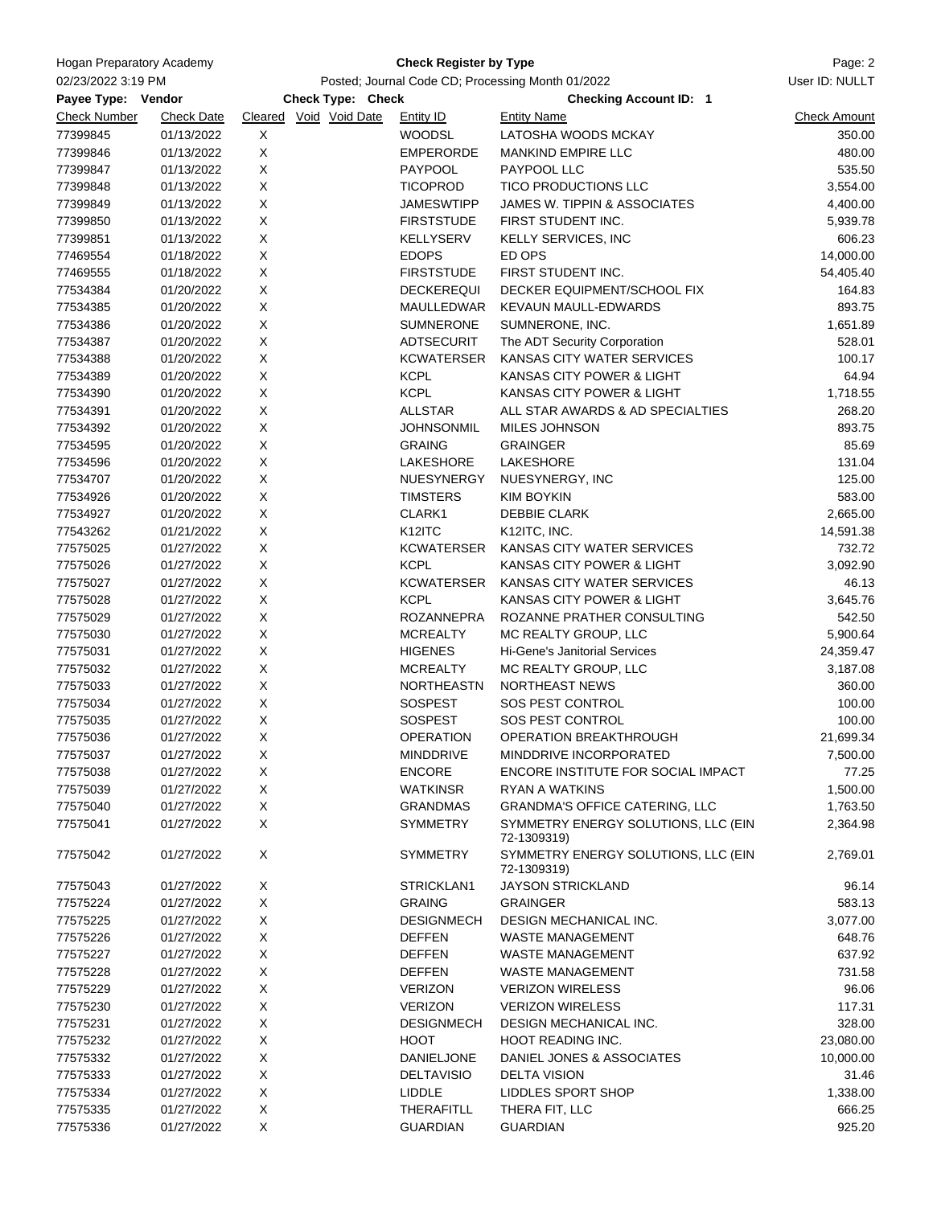Hogan Preparatory Academy

**Check Register by Type**

02/23/2022 3:19 PM — Posted; Journal Code CD; Processing Month 01/2022 — User ID: NULLT

**Payee Type: Vendor** **Check Type: Check** **Checking Account ID: 1**

| Check Number | Check Date | Cleared | Void | Void Date | Entity ID | Entity Name | Check Amount |
|---|---|---|---|---|---|---|---|
| 77399845 | 01/13/2022 | X | | | WOODSL | LATOSHA WOODS MCKAY | 350.00 |
| 77399846 | 01/13/2022 | X | | | EMPERORDE | MANKIND EMPIRE LLC | 480.00 |
| 77399847 | 01/13/2022 | X | | | PAYPOOL | PAYPOOL LLC | 535.50 |
| 77399848 | 01/13/2022 | X | | | TICOPROD | TICO PRODUCTIONS LLC | 3,554.00 |
| 77399849 | 01/13/2022 | X | | | JAMESWTIPP | JAMES W. TIPPIN & ASSOCIATES | 4,400.00 |
| 77399850 | 01/13/2022 | X | | | FIRSTSTUDE | FIRST STUDENT INC. | 5,939.78 |
| 77399851 | 01/13/2022 | X | | | KELLYSERV | KELLY SERVICES, INC | 606.23 |
| 77469554 | 01/18/2022 | X | | | EDOPS | ED OPS | 14,000.00 |
| 77469555 | 01/18/2022 | X | | | FIRSTSTUDE | FIRST STUDENT INC. | 54,405.40 |
| 77534384 | 01/20/2022 | X | | | DECKEREQUI | DECKER EQUIPMENT/SCHOOL FIX | 164.83 |
| 77534385 | 01/20/2022 | X | | | MAULLEDWAR | KEVAUN MAULL-EDWARDS | 893.75 |
| 77534386 | 01/20/2022 | X | | | SUMNERONE | SUMNERONE, INC. | 1,651.89 |
| 77534387 | 01/20/2022 | X | | | ADTSECURIT | The ADT Security Corporation | 528.01 |
| 77534388 | 01/20/2022 | X | | | KCWATERSER | KANSAS CITY WATER SERVICES | 100.17 |
| 77534389 | 01/20/2022 | X | | | KCPL | KANSAS CITY POWER & LIGHT | 64.94 |
| 77534390 | 01/20/2022 | X | | | KCPL | KANSAS CITY POWER & LIGHT | 1,718.55 |
| 77534391 | 01/20/2022 | X | | | ALLSTAR | ALL STAR AWARDS & AD SPECIALTIES | 268.20 |
| 77534392 | 01/20/2022 | X | | | JOHNSONMIL | MILES JOHNSON | 893.75 |
| 77534595 | 01/20/2022 | X | | | GRAING | GRAINGER | 85.69 |
| 77534596 | 01/20/2022 | X | | | LAKESHORE | LAKESHORE | 131.04 |
| 77534707 | 01/20/2022 | X | | | NUESYNERGY | NUESYNERGY, INC | 125.00 |
| 77534926 | 01/20/2022 | X | | | TIMSTERS | KIM BOYKIN | 583.00 |
| 77534927 | 01/20/2022 | X | | | CLARK1 | DEBBIE CLARK | 2,665.00 |
| 77543262 | 01/21/2022 | X | | | K12ITC | K12ITC, INC. | 14,591.38 |
| 77575025 | 01/27/2022 | X | | | KCWATERSER | KANSAS CITY WATER SERVICES | 732.72 |
| 77575026 | 01/27/2022 | X | | | KCPL | KANSAS CITY POWER & LIGHT | 3,092.90 |
| 77575027 | 01/27/2022 | X | | | KCWATERSER | KANSAS CITY WATER SERVICES | 46.13 |
| 77575028 | 01/27/2022 | X | | | KCPL | KANSAS CITY POWER & LIGHT | 3,645.76 |
| 77575029 | 01/27/2022 | X | | | ROZANNEPRA | ROZANNE PRATHER CONSULTING | 542.50 |
| 77575030 | 01/27/2022 | X | | | MCREALTY | MC REALTY GROUP, LLC | 5,900.64 |
| 77575031 | 01/27/2022 | X | | | HIGENES | Hi-Gene's Janitorial Services | 24,359.47 |
| 77575032 | 01/27/2022 | X | | | MCREALTY | MC REALTY GROUP, LLC | 3,187.08 |
| 77575033 | 01/27/2022 | X | | | NORTHEASTN | NORTHEAST NEWS | 360.00 |
| 77575034 | 01/27/2022 | X | | | SOSPEST | SOS PEST CONTROL | 100.00 |
| 77575035 | 01/27/2022 | X | | | SOSPEST | SOS PEST CONTROL | 100.00 |
| 77575036 | 01/27/2022 | X | | | OPERATION | OPERATION BREAKTHROUGH | 21,699.34 |
| 77575037 | 01/27/2022 | X | | | MINDDRIVE | MINDDRIVE INCORPORATED | 7,500.00 |
| 77575038 | 01/27/2022 | X | | | ENCORE | ENCORE INSTITUTE FOR SOCIAL IMPACT | 77.25 |
| 77575039 | 01/27/2022 | X | | | WATKINSR | RYAN A WATKINS | 1,500.00 |
| 77575040 | 01/27/2022 | X | | | GRANDMAS | GRANDMA'S OFFICE CATERING, LLC | 1,763.50 |
| 77575041 | 01/27/2022 | X | | | SYMMETRY | SYMMETRY ENERGY SOLUTIONS, LLC (EIN 72-1309319) | 2,364.98 |
| 77575042 | 01/27/2022 | X | | | SYMMETRY | SYMMETRY ENERGY SOLUTIONS, LLC (EIN 72-1309319) | 2,769.01 |
| 77575043 | 01/27/2022 | X | | | STRICKLAN1 | JAYSON STRICKLAND | 96.14 |
| 77575224 | 01/27/2022 | X | | | GRAING | GRAINGER | 583.13 |
| 77575225 | 01/27/2022 | X | | | DESIGNMECH | DESIGN MECHANICAL INC. | 3,077.00 |
| 77575226 | 01/27/2022 | X | | | DEFFEN | WASTE MANAGEMENT | 648.76 |
| 77575227 | 01/27/2022 | X | | | DEFFEN | WASTE MANAGEMENT | 637.92 |
| 77575228 | 01/27/2022 | X | | | DEFFEN | WASTE MANAGEMENT | 731.58 |
| 77575229 | 01/27/2022 | X | | | VERIZON | VERIZON WIRELESS | 96.06 |
| 77575230 | 01/27/2022 | X | | | VERIZON | VERIZON WIRELESS | 117.31 |
| 77575231 | 01/27/2022 | X | | | DESIGNMECH | DESIGN MECHANICAL INC. | 328.00 |
| 77575232 | 01/27/2022 | X | | | HOOT | HOOT READING INC. | 23,080.00 |
| 77575332 | 01/27/2022 | X | | | DANIELJONE | DANIEL JONES & ASSOCIATES | 10,000.00 |
| 77575333 | 01/27/2022 | X | | | DELTAVISIO | DELTA VISION | 31.46 |
| 77575334 | 01/27/2022 | X | | | LIDDLE | LIDDLES SPORT SHOP | 1,338.00 |
| 77575335 | 01/27/2022 | X | | | THERAFITLL | THERA FIT, LLC | 666.25 |
| 77575336 | 01/27/2022 | X | | | GUARDIAN | GUARDIAN | 925.20 |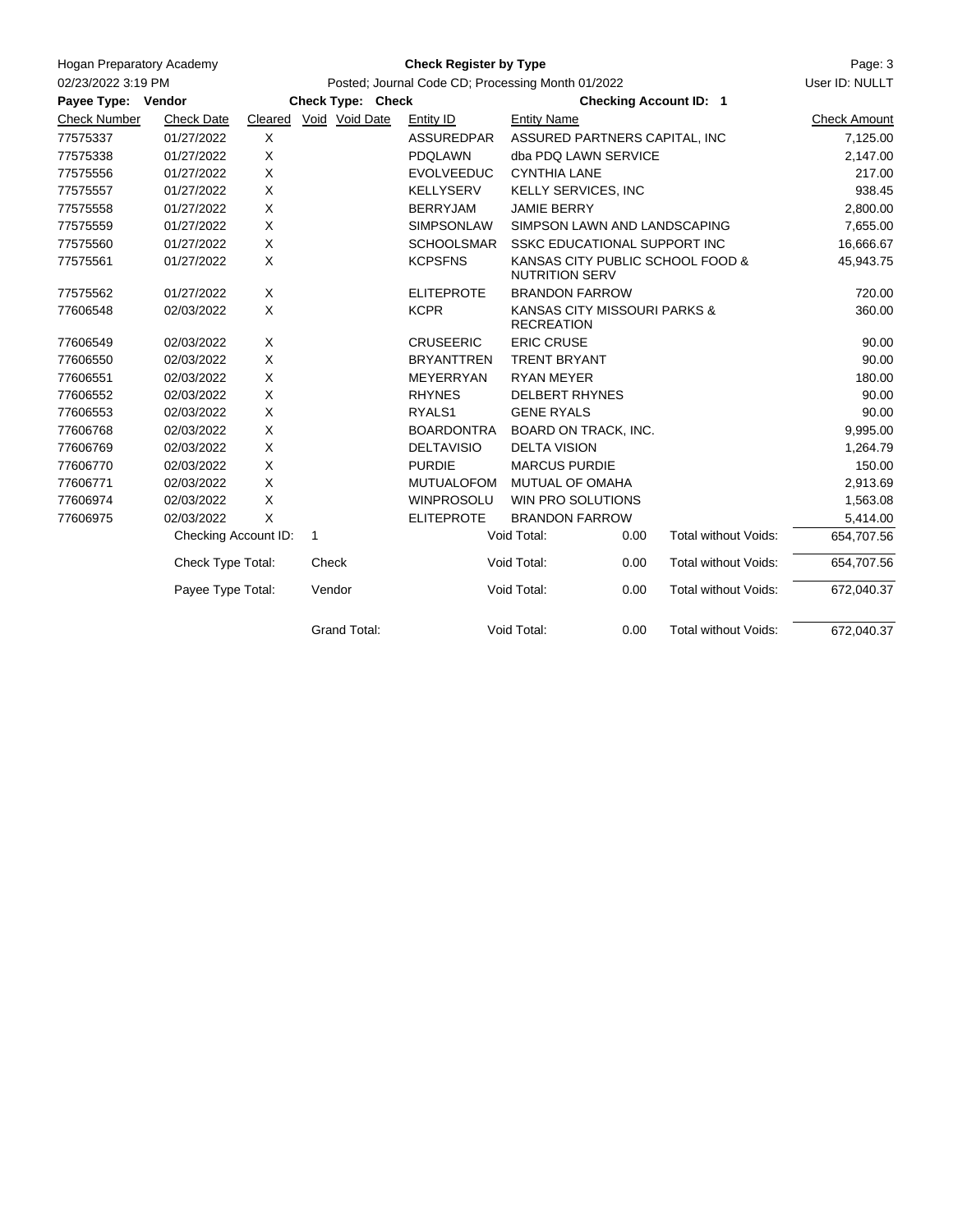Hogan Preparatory Academy

**Check Register by Type**

02/23/2022 3:19 PM

Posted; Journal Code CD; Processing Month 01/2022

User ID: NULLT

**Payee Type: Vendor** **Check Type: Check** **Checking Account ID: 1**

| Check Number | Check Date | Cleared | Void | Void Date | Entity ID | Entity Name | Check Amount |
|---|---|---|---|---|---|---|---|
| 77575337 | 01/27/2022 | X | | | ASSUREDPAR | ASSURED PARTNERS CAPITAL, INC | 7,125.00 |
| 77575338 | 01/27/2022 | X | | | PDQLAWN | dba PDQ LAWN SERVICE | 2,147.00 |
| 77575556 | 01/27/2022 | X | | | EVOLVEEDUC | CYNTHIA LANE | 217.00 |
| 77575557 | 01/27/2022 | X | | | KELLYSERV | KELLY SERVICES, INC | 938.45 |
| 77575558 | 01/27/2022 | X | | | BERRYJAM | JAMIE BERRY | 2,800.00 |
| 77575559 | 01/27/2022 | X | | | SIMPSONLAW | SIMPSON LAWN AND LANDSCAPING | 7,655.00 |
| 77575560 | 01/27/2022 | X | | | SCHOOLSMAR | SSKC EDUCATIONAL SUPPORT INC | 16,666.67 |
| 77575561 | 01/27/2022 | X | | | KCPSFNS | KANSAS CITY PUBLIC SCHOOL FOOD & NUTRITION SERV | 45,943.75 |
| 77575562 | 01/27/2022 | X | | | ELITEPROTE | BRANDON FARROW | 720.00 |
| 77606548 | 02/03/2022 | X | | | KCPR | KANSAS CITY MISSOURI PARKS & RECREATION | 360.00 |
| 77606549 | 02/03/2022 | X | | | CRUSEERIC | ERIC CRUSE | 90.00 |
| 77606550 | 02/03/2022 | X | | | BRYANTTREN | TRENT BRYANT | 90.00 |
| 77606551 | 02/03/2022 | X | | | MEYERRYAN | RYAN MEYER | 180.00 |
| 77606552 | 02/03/2022 | X | | | RHYNES | DELBERT RHYNES | 90.00 |
| 77606553 | 02/03/2022 | X | | | RYALS1 | GENE RYALS | 90.00 |
| 77606768 | 02/03/2022 | X | | | BOARDONTRA | BOARD ON TRACK, INC. | 9,995.00 |
| 77606769 | 02/03/2022 | X | | | DELTAVISIO | DELTA VISION | 1,264.79 |
| 77606770 | 02/03/2022 | X | | | PURDIE | MARCUS PURDIE | 150.00 |
| 77606771 | 02/03/2022 | X | | | MUTUALOFOM | MUTUAL OF OMAHA | 2,913.69 |
| 77606974 | 02/03/2022 | X | | | WINPROSOLU | WIN PRO SOLUTIONS | 1,563.08 |
| 77606975 | 02/03/2022 | X | | | ELITEPROTE | BRANDON FARROW | 5,414.00 |

| | | | | | |
|---|---|---|---|---|---|
| Checking Account ID: | 1 | Void Total: | 0.00 | Total without Voids: | 654,707.56 |
| Check Type Total: | Check | Void Total: | 0.00 | Total without Voids: | 654,707.56 |
| Payee Type Total: | Vendor | Void Total: | 0.00 | Total without Voids: | 672,040.37 |
| | Grand Total: | Void Total: | 0.00 | Total without Voids: | 672,040.37 |